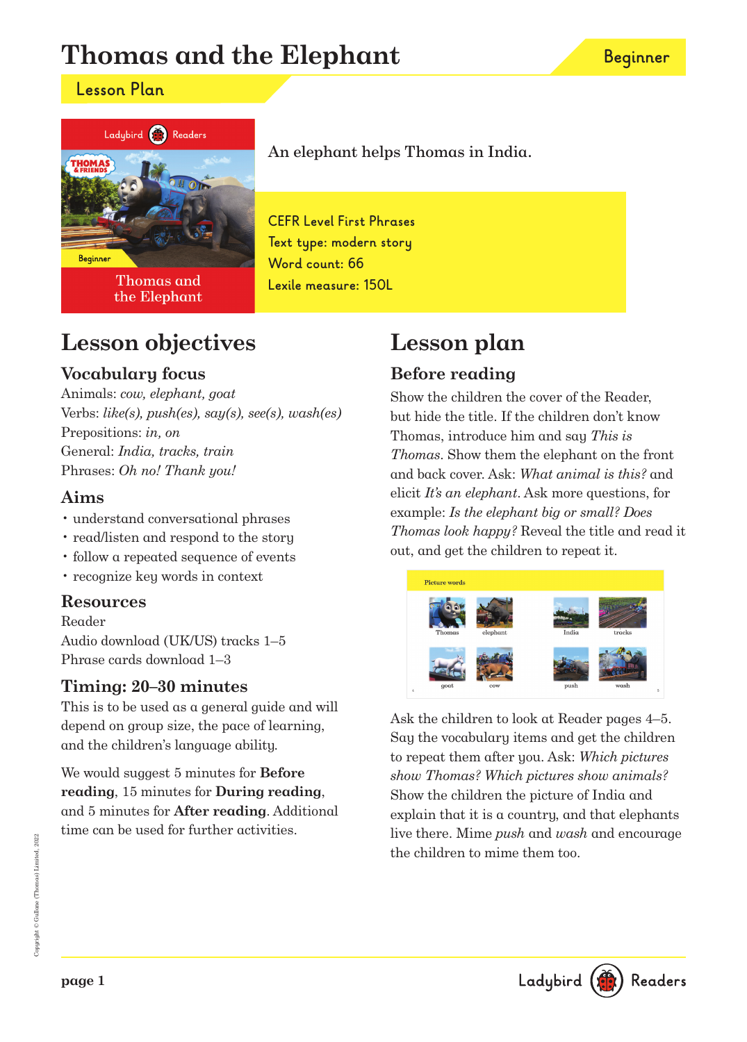# Thomas and the Elephant

Beginner

## Lesson Plan

An elephant helps Thomas in India.

CEFR Level First Phrases
Text type: modern story
Word count: 66
Lexile measure: 150L

## Lesson objectives

### Vocabulary focus

Animals: *cow, elephant, goat*
Verbs: *like(s), push(es), say(s), see(s), wash(es)*
Prepositions: *in, on*
General: *India, tracks, train*
Phrases: *Oh no! Thank you!*

### Aims

- understand conversational phrases
- read/listen and respond to the story
- follow a repeated sequence of events
- recognize key words in context

### Resources

Reader
Audio download (UK/US) tracks 1–5
Phrase cards download 1–3

### Timing: 20–30 minutes

This is to be used as a general guide and will depend on group size, the pace of learning, and the children's language ability.

We would suggest 5 minutes for **Before reading**, 15 minutes for **During reading**, and 5 minutes for **After reading**. Additional time can be used for further activities.

## Lesson plan

### Before reading

Show the children the cover of the Reader, but hide the title. If the children don't know Thomas, introduce him and say *This is Thomas*. Show them the elephant on the front and back cover. Ask: *What animal is this?* and elicit *It's an elephant*. Ask more questions, for example: *Is the elephant big or small? Does Thomas look happy?* Reveal the title and read it out, and get the children to repeat it.

Picture words: Thomas, elephant, India, tracks, goat, cow, push, wash

Ask the children to look at Reader pages 4–5. Say the vocabulary items and get the children to repeat them after you. Ask: *Which pictures show Thomas? Which pictures show animals?* Show the children the picture of India and explain that it is a country, and that elephants live there. Mime *push* and *wash* and encourage the children to mime them too.

Copyright © Gullane (Thomas) Limited, 2022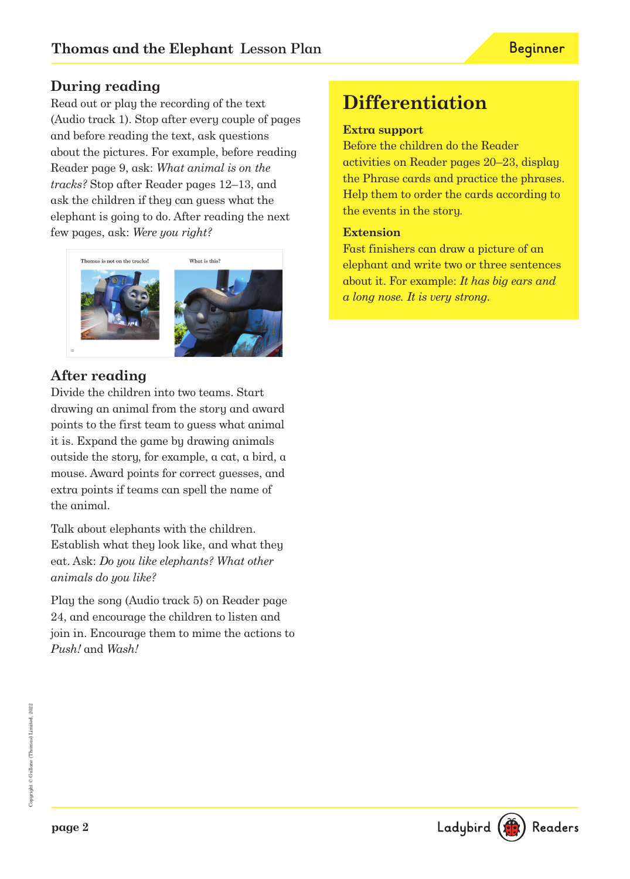## During reading

Read out or play the recording of the text (Audio track 1). Stop after every couple of pages and before reading the text, ask questions about the pictures. For example, before reading Reader page 9, ask: *What animal is on the tracks?* Stop after Reader pages 12–13, and ask the children if they can guess what the elephant is going to do. After reading the next few pages, ask: *Were you right?*

## After reading

Divide the children into two teams. Start drawing an animal from the story and award points to the first team to guess what animal it is. Expand the game by drawing animals outside the story, for example, a cat, a bird, a mouse. Award points for correct guesses, and extra points if teams can spell the name of the animal.

Talk about elephants with the children. Establish what they look like, and what they eat. Ask: *Do you like elephants? What other animals do you like?*

Play the song (Audio track 5) on Reader page 24, and encourage the children to listen and join in. Encourage them to mime the actions to *Push!* and *Wash!*

# Differentiation

**Extra support**

Before the children do the Reader activities on Reader pages 20–23, display the Phrase cards and practice the phrases. Help them to order the cards according to the events in the story.

**Extension**

Fast finishers can draw a picture of an elephant and write two or three sentences about it. For example: *It has big ears and a long nose. It is very strong.*

Copyright © Gullane (Thomas) Limited, 2022